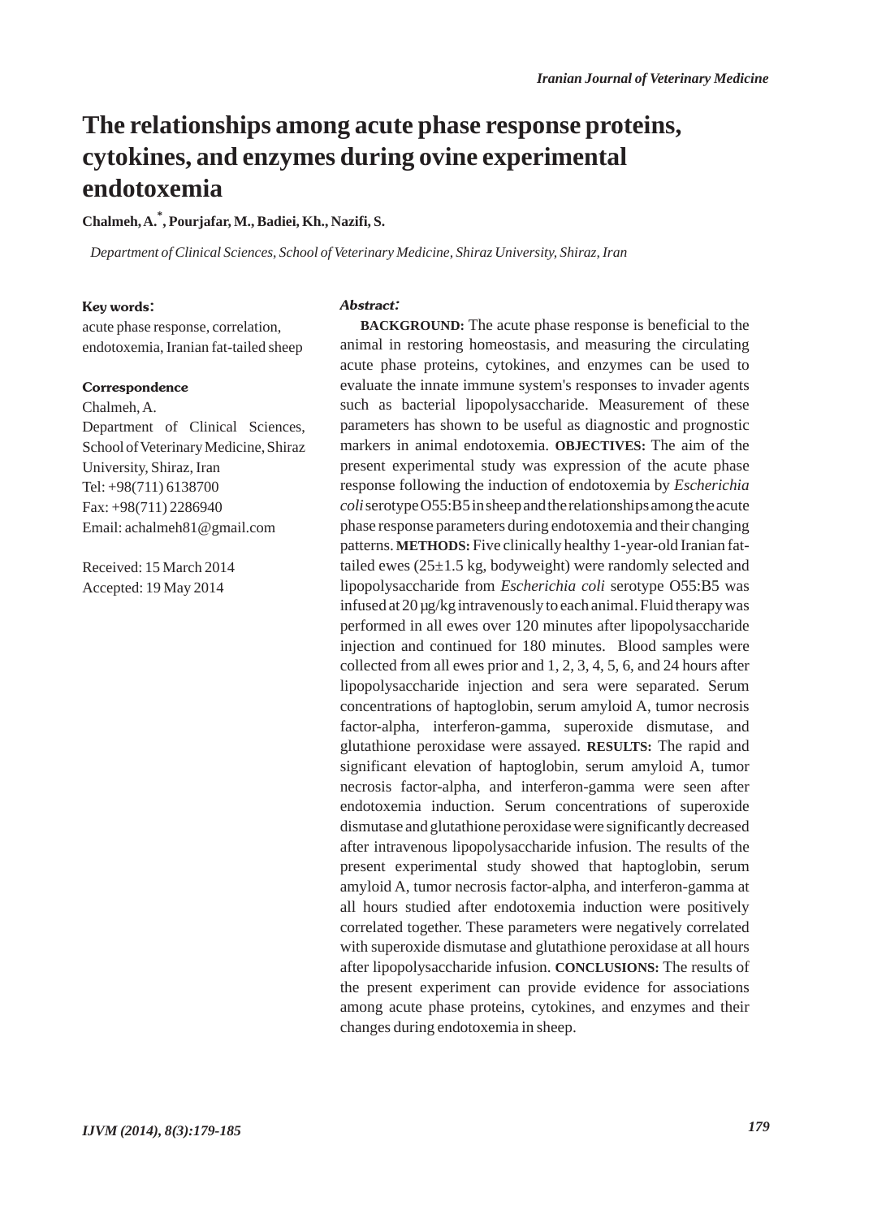# The relationships among acute phase response proteins, cytokines, and enzymes during ovine experimental endotoxemia

**Chalmeh, A.[*], Pourjafar, M., Badiei, Kh., Nazifi, S.**

*Department of Clinical Sciences, School of Veterinary Medicine, Shiraz University, Shiraz, Iran*

**Key words:**

acute phase response, correlation, endotoxemia, Iranian fat-tailed sheep

**Correspondence**

Chalmeh, A.
Department of Clinical Sciences, School of Veterinary Medicine, Shiraz University, Shiraz, Iran
Tel: +98(711) 6138700
Fax: +98(711) 2286940
Email: achalmeh81@gmail.com

Received: 15 March 2014
Accepted: 19 May 2014

***Abstract:***

**BACKGROUND:** The acute phase response is beneficial to the animal in restoring homeostasis, and measuring the circulating acute phase proteins, cytokines, and enzymes can be used to evaluate the innate immune system's responses to invader agents such as bacterial lipopolysaccharide. Measurement of these parameters has shown to be useful as diagnostic and prognostic markers in animal endotoxemia. **OBJECTIVES:** The aim of the present experimental study was expression of the acute phase response following the induction of endotoxemia by *Escherichia coli* serotype O55:B5 in sheep and the relationships among the acute phase response parameters during endotoxemia and their changing patterns. **METHODS:** Five clinically healthy 1-year-old Iranian fat-tailed ewes (25±1.5 kg, bodyweight) were randomly selected and lipopolysaccharide from *Escherichia coli* serotype O55:B5 was infused at 20 μg/kg intravenously to each animal. Fluid therapy was performed in all ewes over 120 minutes after lipopolysaccharide injection and continued for 180 minutes. Blood samples were collected from all ewes prior and 1, 2, 3, 4, 5, 6, and 24 hours after lipopolysaccharide injection and sera were separated. Serum concentrations of haptoglobin, serum amyloid A, tumor necrosis factor-alpha, interferon-gamma, superoxide dismutase, and glutathione peroxidase were assayed. **RESULTS:** The rapid and significant elevation of haptoglobin, serum amyloid A, tumor necrosis factor-alpha, and interferon-gamma were seen after endotoxemia induction. Serum concentrations of superoxide dismutase and glutathione peroxidase were significantly decreased after intravenous lipopolysaccharide infusion. The results of the present experimental study showed that haptoglobin, serum amyloid A, tumor necrosis factor-alpha, and interferon-gamma at all hours studied after endotoxemia induction were positively correlated together. These parameters were negatively correlated with superoxide dismutase and glutathione peroxidase at all hours after lipopolysaccharide infusion. **CONCLUSIONS:** The results of the present experiment can provide evidence for associations among acute phase proteins, cytokines, and enzymes and their changes during endotoxemia in sheep.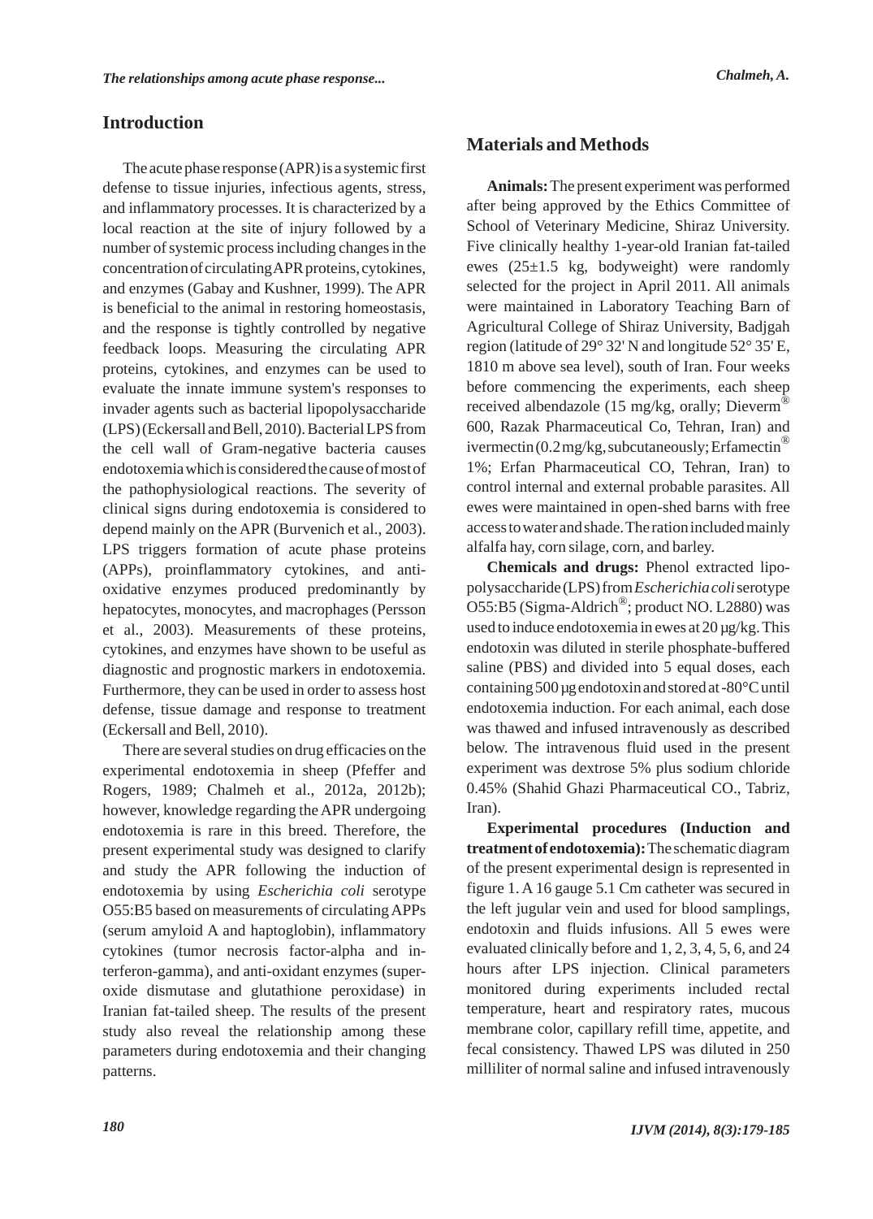## Introduction

The acute phase response (APR) is a systemic first defense to tissue injuries, infectious agents, stress, and inflammatory processes. It is characterized by a local reaction at the site of injury followed by a number of systemic process including changes in the concentration of circulating APR proteins, cytokines, and enzymes (Gabay and Kushner, 1999). The APR is beneficial to the animal in restoring homeostasis, and the response is tightly controlled by negative feedback loops. Measuring the circulating APR proteins, cytokines, and enzymes can be used to evaluate the innate immune system's responses to invader agents such as bacterial lipopolysaccharide (LPS) (Eckersall and Bell, 2010). Bacterial LPS from the cell wall of Gram-negative bacteria causes endotoxemia which is considered the cause of most of the pathophysiological reactions. The severity of clinical signs during endotoxemia is considered to depend mainly on the APR (Burvenich et al., 2003). LPS triggers formation of acute phase proteins (APPs), proinflammatory cytokines, and anti-oxidative enzymes produced predominantly by hepatocytes, monocytes, and macrophages (Persson et al., 2003). Measurements of these proteins, cytokines, and enzymes have shown to be useful as diagnostic and prognostic markers in endotoxemia. Furthermore, they can be used in order to assess host defense, tissue damage and response to treatment (Eckersall and Bell, 2010).

There are several studies on drug efficacies on the experimental endotoxemia in sheep (Pfeffer and Rogers, 1989; Chalmeh et al., 2012a, 2012b); however, knowledge regarding the APR undergoing endotoxemia is rare in this breed. Therefore, the present experimental study was designed to clarify and study the APR following the induction of endotoxemia by using *Escherichia coli* serotype O55:B5 based on measurements of circulating APPs (serum amyloid A and haptoglobin), inflammatory cytokines (tumor necrosis factor-alpha and interferon-gamma), and anti-oxidant enzymes (superoxide dismutase and glutathione peroxidase) in Iranian fat-tailed sheep. The results of the present study also reveal the relationship among these parameters during endotoxemia and their changing patterns.

## Materials and Methods

**Animals:** The present experiment was performed after being approved by the Ethics Committee of School of Veterinary Medicine, Shiraz University. Five clinically healthy 1-year-old Iranian fat-tailed ewes (25±1.5 kg, bodyweight) were randomly selected for the project in April 2011. All animals were maintained in Laboratory Teaching Barn of Agricultural College of Shiraz University, Badjgah region (latitude of 29° 32' N and longitude 52° 35' E, 1810 m above sea level), south of Iran. Four weeks before commencing the experiments, each sheep received albendazole (15 mg/kg, orally; Dieverm® 600, Razak Pharmaceutical Co, Tehran, Iran) and ivermectin (0.2 mg/kg, subcutaneously; Erfamectin® 1%; Erfan Pharmaceutical CO, Tehran, Iran) to control internal and external probable parasites. All ewes were maintained in open-shed barns with free access to water and shade. The ration included mainly alfalfa hay, corn silage, corn, and barley.

**Chemicals and drugs:** Phenol extracted lipopolysaccharide (LPS) from *Escherichia coli* serotype O55:B5 (Sigma-Aldrich®; product NO. L2880) was used to induce endotoxemia in ewes at 20 µg/kg. This endotoxin was diluted in sterile phosphate-buffered saline (PBS) and divided into 5 equal doses, each containing 500 µg endotoxin and stored at -80°C until endotoxemia induction. For each animal, each dose was thawed and infused intravenously as described below. The intravenous fluid used in the present experiment was dextrose 5% plus sodium chloride 0.45% (Shahid Ghazi Pharmaceutical CO., Tabriz, Iran).

**Experimental procedures (Induction and treatment of endotoxemia):** The schematic diagram of the present experimental design is represented in figure 1. A 16 gauge 5.1 Cm catheter was secured in the left jugular vein and used for blood samplings, endotoxin and fluids infusions. All 5 ewes were evaluated clinically before and 1, 2, 3, 4, 5, 6, and 24 hours after LPS injection. Clinical parameters monitored during experiments included rectal temperature, heart and respiratory rates, mucous membrane color, capillary refill time, appetite, and fecal consistency. Thawed LPS was diluted in 250 milliliter of normal saline and infused intravenously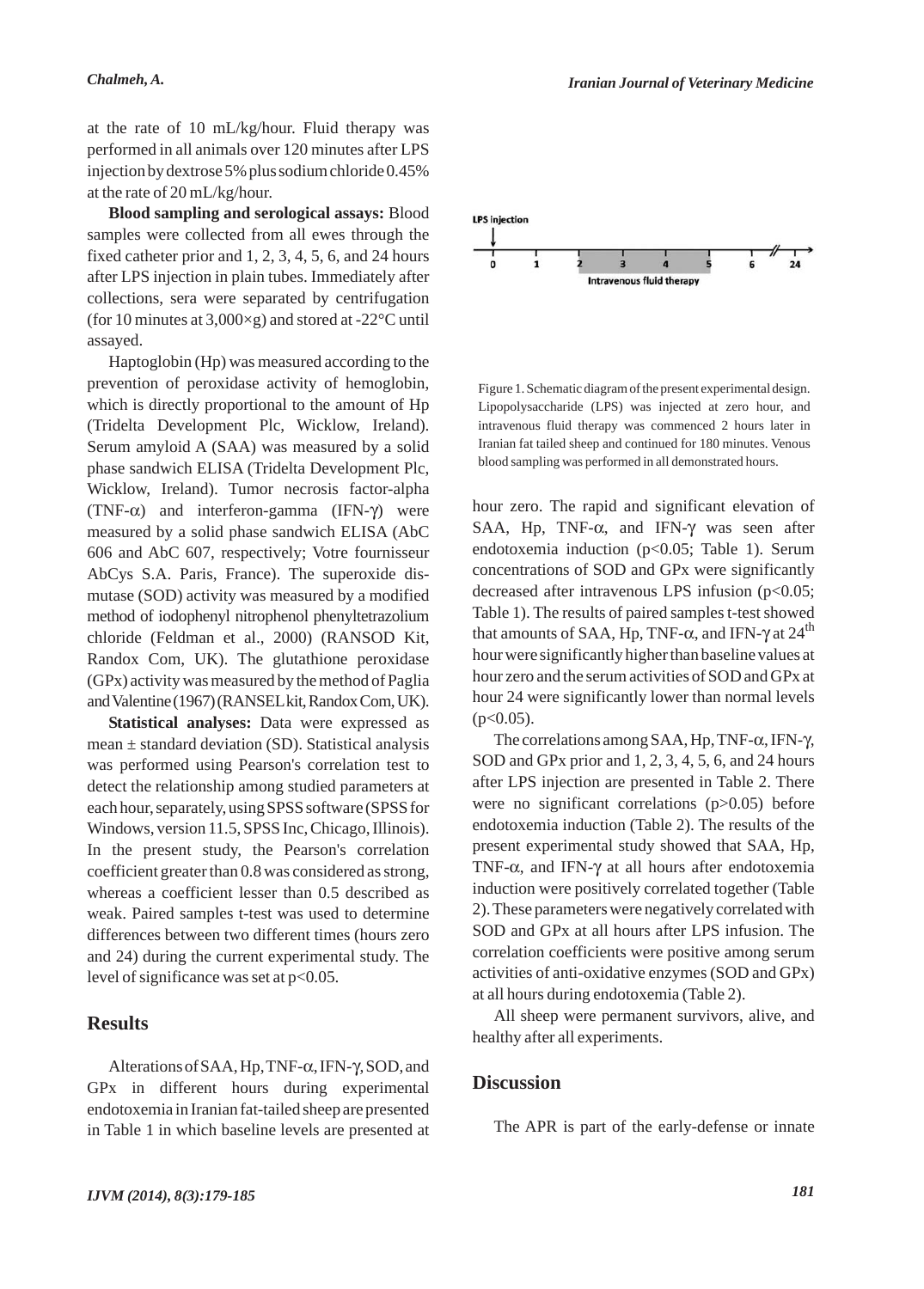at the rate of 10 mL/kg/hour. Fluid therapy was performed in all animals over 120 minutes after LPS injection by dextrose 5% plus sodium chloride 0.45% at the rate of 20 mL/kg/hour.

**Blood sampling and serological assays:** Blood samples were collected from all ewes through the fixed catheter prior and 1, 2, 3, 4, 5, 6, and 24 hours after LPS injection in plain tubes. Immediately after collections, sera were separated by centrifugation (for 10 minutes at 3,000×g) and stored at -22°C until assayed.

Haptoglobin (Hp) was measured according to the prevention of peroxidase activity of hemoglobin, which is directly proportional to the amount of Hp (Tridelta Development Plc, Wicklow, Ireland). Serum amyloid A (SAA) was measured by a solid phase sandwich ELISA (Tridelta Development Plc, Wicklow, Ireland). Tumor necrosis factor-alpha (TNF-α) and interferon-gamma (IFN-γ) were measured by a solid phase sandwich ELISA (AbC 606 and AbC 607, respectively; Votre fournisseur AbCys S.A. Paris, France). The superoxide dismutase (SOD) activity was measured by a modified method of iodophenyl nitrophenol phenyltetrazolium chloride (Feldman et al., 2000) (RANSOD Kit, Randox Com, UK). The glutathione peroxidase (GPx) activity was measured by the method of Paglia and Valentine (1967) (RANSEL kit, Randox Com, UK).

**Statistical analyses:** Data were expressed as mean ± standard deviation (SD). Statistical analysis was performed using Pearson's correlation test to detect the relationship among studied parameters at each hour, separately, using SPSS software (SPSS for Windows, version 11.5, SPSS Inc, Chicago, Illinois). In the present study, the Pearson's correlation coefficient greater than 0.8 was considered as strong, whereas a coefficient lesser than 0.5 described as weak. Paired samples t-test was used to determine differences between two different times (hours zero and 24) during the current experimental study. The level of significance was set at $p<0.05$.

Figure 1. Schematic diagram of the present experimental design. Lipopolysaccharide (LPS) was injected at zero hour, and intravenous fluid therapy was commenced 2 hours later in Iranian fat tailed sheep and continued for 180 minutes. Venous blood sampling was performed in all demonstrated hours.

## Results

Alterations of SAA, Hp, TNF-α, IFN-γ, SOD, and GPx in different hours during experimental endotoxemia in Iranian fat-tailed sheep are presented in Table 1 in which baseline levels are presented at hour zero. The rapid and significant elevation of SAA, Hp, TNF-α, and IFN-γ was seen after endotoxemia induction ($p<0.05$; Table 1). Serum concentrations of SOD and GPx were significantly decreased after intravenous LPS infusion ($p<0.05$; Table 1). The results of paired samples t-test showed that amounts of SAA, Hp, TNF-α, and IFN-γ at 24[th] hour were significantly higher than baseline values at hour zero and the serum activities of SOD and GPx at hour 24 were significantly lower than normal levels ($p<0.05$).

The correlations among SAA, Hp, TNF-α, IFN-γ, SOD and GPx prior and 1, 2, 3, 4, 5, 6, and 24 hours after LPS injection are presented in Table 2. There were no significant correlations ($p>0.05$) before endotoxemia induction (Table 2). The results of the present experimental study showed that SAA, Hp, TNF-α, and IFN-γ at all hours after endotoxemia induction were positively correlated together (Table 2). These parameters were negatively correlated with SOD and GPx at all hours after LPS infusion. The correlation coefficients were positive among serum activities of anti-oxidative enzymes (SOD and GPx) at all hours during endotoxemia (Table 2).

All sheep were permanent survivors, alive, and healthy after all experiments.

## Discussion

The APR is part of the early-defense or innate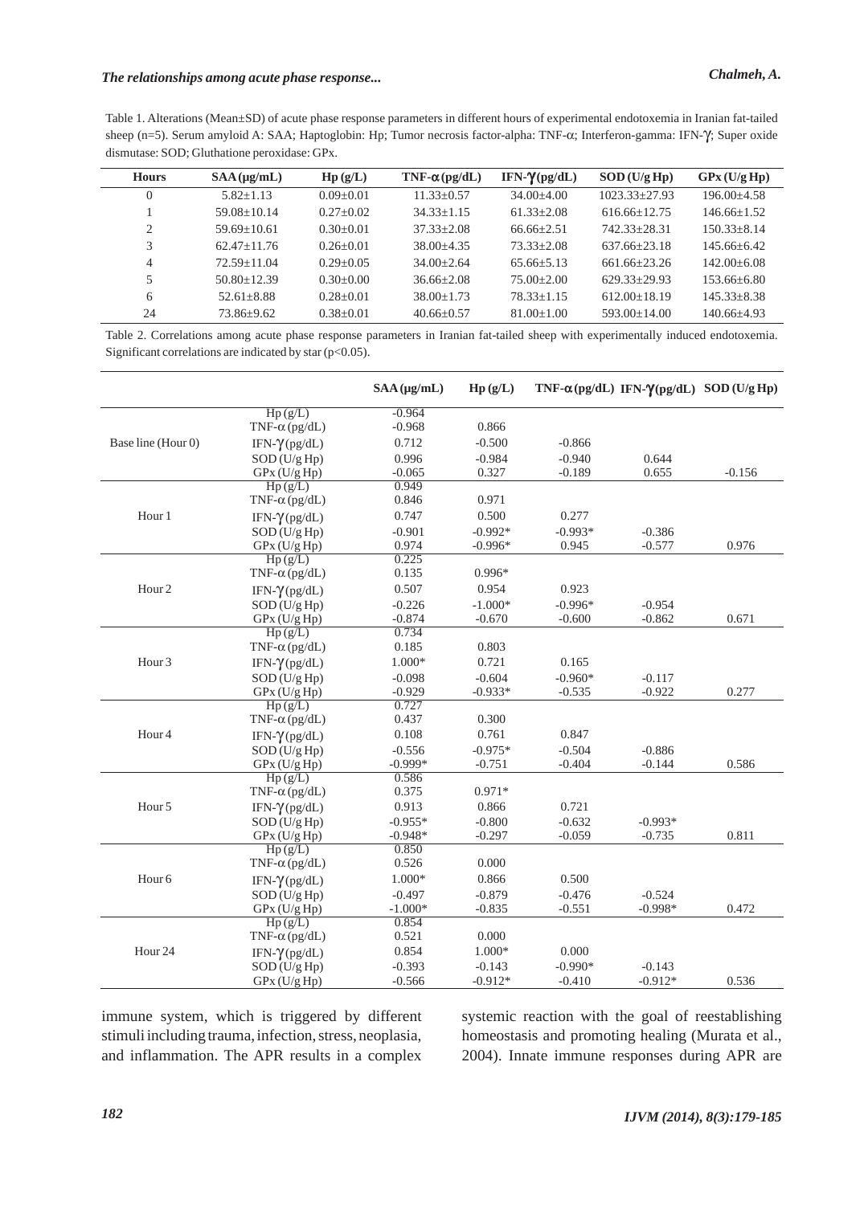Table 1. Alterations (Mean±SD) of acute phase response parameters in different hours of experimental endotoxemia in Iranian fat-tailed sheep (n=5). Serum amyloid A: SAA; Haptoglobin: Hp; Tumor necrosis factor-alpha: TNF-α; Interferon-gamma: IFN-γ; Super oxide dismutase: SOD; Gluthatione peroxidase: GPx.

| Hours | SAA (μg/mL) | Hp (g/L) | TNF-α (pg/dL) | IFN-γ (pg/dL) | SOD (U/g Hp) | GPx (U/g Hp) |
|---|---|---|---|---|---|---|
| 0 | 5.82±1.13 | 0.09±0.01 | 11.33±0.57 | 34.00±4.00 | 1023.33±27.93 | 196.00±4.58 |
| 1 | 59.08±10.14 | 0.27±0.02 | 34.33±1.15 | 61.33±2.08 | 616.66±12.75 | 146.66±1.52 |
| 2 | 59.69±10.61 | 0.30±0.01 | 37.33±2.08 | 66.66±2.51 | 742.33±28.31 | 150.33±8.14 |
| 3 | 62.47±11.76 | 0.26±0.01 | 38.00±4.35 | 73.33±2.08 | 637.66±23.18 | 145.66±6.42 |
| 4 | 72.59±11.04 | 0.29±0.05 | 34.00±2.64 | 65.66±5.13 | 661.66±23.26 | 142.00±6.08 |
| 5 | 50.80±12.39 | 0.30±0.00 | 36.66±2.08 | 75.00±2.00 | 629.33±29.93 | 153.66±6.80 |
| 6 | 52.61±8.88 | 0.28±0.01 | 38.00±1.73 | 78.33±1.15 | 612.00±18.19 | 145.33±8.38 |
| 24 | 73.86±9.62 | 0.38±0.01 | 40.66±0.57 | 81.00±1.00 | 593.00±14.00 | 140.66±4.93 |

Table 2. Correlations among acute phase response parameters in Iranian fat-tailed sheep with experimentally induced endotoxemia. Significant correlations are indicated by star (p<0.05).

| | | SAA (μg/mL) | Hp (g/L) | TNF-α (pg/dL) | IFN-γ (pg/dL) | SOD (U/g Hp) |
|---|---|---|---|---|---|---|
| Base line (Hour 0) | Hp (g/L) | -0.964 | | | | |
| | TNF-α (pg/dL) | -0.968 | 0.866 | | | |
| | IFN-γ (pg/dL) | 0.712 | -0.500 | -0.866 | | |
| | SOD (U/g Hp) | 0.996 | -0.984 | -0.940 | 0.644 | |
| | GPx (U/g Hp) | -0.065 | 0.327 | -0.189 | 0.655 | -0.156 |
| Hour 1 | Hp (g/L) | 0.949 | | | | |
| | TNF-α (pg/dL) | 0.846 | 0.971 | | | |
| | IFN-γ (pg/dL) | 0.747 | 0.500 | 0.277 | | |
| | SOD (U/g Hp) | -0.901 | -0.992* | -0.993* | -0.386 | |
| | GPx (U/g Hp) | 0.974 | -0.996* | 0.945 | -0.577 | 0.976 |
| Hour 2 | Hp (g/L) | 0.225 | | | | |
| | TNF-α (pg/dL) | 0.135 | 0.996* | | | |
| | IFN-γ (pg/dL) | 0.507 | 0.954 | 0.923 | | |
| | SOD (U/g Hp) | -0.226 | -1.000* | -0.996* | -0.954 | |
| | GPx (U/g Hp) | -0.874 | -0.670 | -0.600 | -0.862 | 0.671 |
| Hour 3 | Hp (g/L) | 0.734 | | | | |
| | TNF-α (pg/dL) | 0.185 | 0.803 | | | |
| | IFN-γ (pg/dL) | 1.000* | 0.721 | 0.165 | | |
| | SOD (U/g Hp) | -0.098 | -0.604 | -0.960* | -0.117 | |
| | GPx (U/g Hp) | -0.929 | -0.933* | -0.535 | -0.922 | 0.277 |
| Hour 4 | Hp (g/L) | 0.727 | | | | |
| | TNF-α (pg/dL) | 0.437 | 0.300 | | | |
| | IFN-γ (pg/dL) | 0.108 | 0.761 | 0.847 | | |
| | SOD (U/g Hp) | -0.556 | -0.975* | -0.504 | -0.886 | |
| | GPx (U/g Hp) | -0.999* | -0.751 | -0.404 | -0.144 | 0.586 |
| Hour 5 | Hp (g/L) | 0.586 | | | | |
| | TNF-α (pg/dL) | 0.375 | 0.971* | | | |
| | IFN-γ (pg/dL) | 0.913 | 0.866 | 0.721 | | |
| | SOD (U/g Hp) | -0.955* | -0.800 | -0.632 | -0.993* | |
| | GPx (U/g Hp) | -0.948* | -0.297 | -0.059 | -0.735 | 0.811 |
| Hour 6 | Hp (g/L) | 0.850 | | | | |
| | TNF-α (pg/dL) | 0.526 | 0.000 | | | |
| | IFN-γ (pg/dL) | 1.000* | 0.866 | 0.500 | | |
| | SOD (U/g Hp) | -0.497 | -0.879 | -0.476 | -0.524 | |
| | GPx (U/g Hp) | -1.000* | -0.835 | -0.551 | -0.998* | 0.472 |
| Hour 24 | Hp (g/L) | 0.854 | | | | |
| | TNF-α (pg/dL) | 0.521 | 0.000 | | | |
| | IFN-γ (pg/dL) | 0.854 | 1.000* | 0.000 | | |
| | SOD (U/g Hp) | -0.393 | -0.143 | -0.990* | -0.143 | |
| | GPx (U/g Hp) | -0.566 | -0.912* | -0.410 | -0.912* | 0.536 |

immune system, which is triggered by different stimuli including trauma, infection, stress, neoplasia, and inflammation. The APR results in a complex systemic reaction with the goal of reestablishing homeostasis and promoting healing (Murata et al., 2004). Innate immune responses during APR are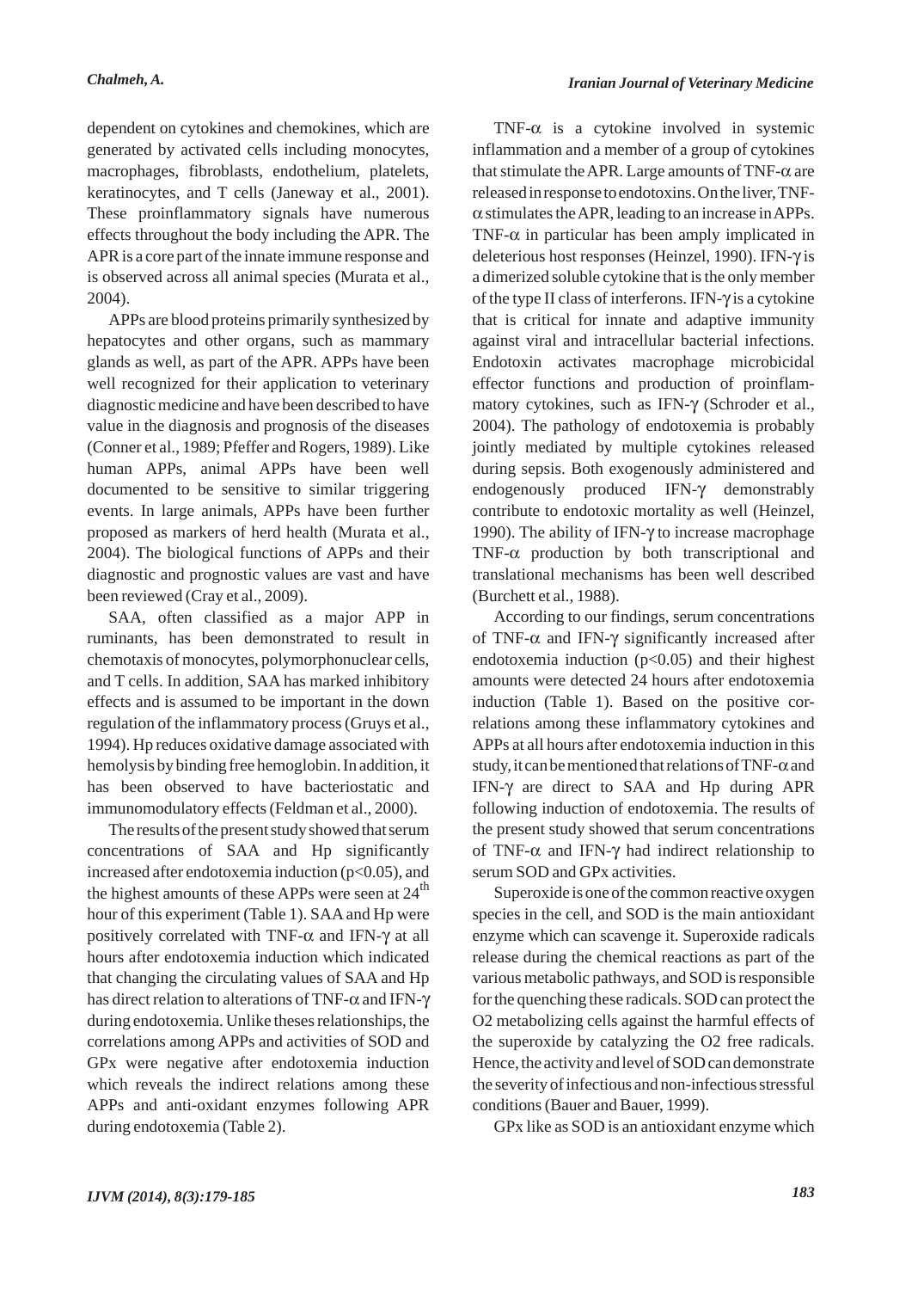dependent on cytokines and chemokines, which are generated by activated cells including monocytes, macrophages, fibroblasts, endothelium, platelets, keratinocytes, and T cells (Janeway et al., 2001). These proinflammatory signals have numerous effects throughout the body including the APR. The APR is a core part of the innate immune response and is observed across all animal species (Murata et al., 2004).

APPs are blood proteins primarily synthesized by hepatocytes and other organs, such as mammary glands as well, as part of the APR. APPs have been well recognized for their application to veterinary diagnostic medicine and have been described to have value in the diagnosis and prognosis of the diseases (Conner et al., 1989; Pfeffer and Rogers, 1989). Like human APPs, animal APPs have been well documented to be sensitive to similar triggering events. In large animals, APPs have been further proposed as markers of herd health (Murata et al., 2004). The biological functions of APPs and their diagnostic and prognostic values are vast and have been reviewed (Cray et al., 2009).

SAA, often classified as a major APP in ruminants, has been demonstrated to result in chemotaxis of monocytes, polymorphonuclear cells, and T cells. In addition, SAA has marked inhibitory effects and is assumed to be important in the down regulation of the inflammatory process (Gruys et al., 1994). Hp reduces oxidative damage associated with hemolysis by binding free hemoglobin. In addition, it has been observed to have bacteriostatic and immunomodulatory effects (Feldman et al., 2000).

The results of the present study showed that serum concentrations of SAA and Hp significantly increased after endotoxemia induction ($p<0.05$), and the highest amounts of these APPs were seen at $24^{th}$ hour of this experiment (Table 1). SAA and Hp were positively correlated with TNF-$\alpha$ and IFN-$\gamma$ at all hours after endotoxemia induction which indicated that changing the circulating values of SAA and Hp has direct relation to alterations of TNF-$\alpha$ and IFN-$\gamma$ during endotoxemia. Unlike theses relationships, the correlations among APPs and activities of SOD and GPx were negative after endotoxemia induction which reveals the indirect relations among these APPs and anti-oxidant enzymes following APR during endotoxemia (Table 2).

TNF-$\alpha$ is a cytokine involved in systemic inflammation and a member of a group of cytokines that stimulate the APR. Large amounts of TNF-$\alpha$ are released in response to endotoxins. On the liver, TNF-$\alpha$ stimulates the APR, leading to an increase in APPs. TNF-$\alpha$ in particular has been amply implicated in deleterious host responses (Heinzel, 1990). IFN-$\gamma$ is a dimerized soluble cytokine that is the only member of the type II class of interferons. IFN-$\gamma$ is a cytokine that is critical for innate and adaptive immunity against viral and intracellular bacterial infections. Endotoxin activates macrophage microbicidal effector functions and production of proinflammatory cytokines, such as IFN-$\gamma$ (Schroder et al., 2004). The pathology of endotoxemia is probably jointly mediated by multiple cytokines released during sepsis. Both exogenously administered and endogenously produced IFN-$\gamma$ demonstrably contribute to endotoxic mortality as well (Heinzel, 1990). The ability of IFN-$\gamma$ to increase macrophage TNF-$\alpha$ production by both transcriptional and translational mechanisms has been well described (Burchett et al., 1988).

According to our findings, serum concentrations of TNF-$\alpha$ and IFN-$\gamma$ significantly increased after endotoxemia induction ($p<0.05$) and their highest amounts were detected 24 hours after endotoxemia induction (Table 1). Based on the positive correlations among these inflammatory cytokines and APPs at all hours after endotoxemia induction in this study, it can be mentioned that relations of TNF-$\alpha$ and IFN-$\gamma$ are direct to SAA and Hp during APR following induction of endotoxemia. The results of the present study showed that serum concentrations of TNF-$\alpha$ and IFN-$\gamma$ had indirect relationship to serum SOD and GPx activities.

Superoxide is one of the common reactive oxygen species in the cell, and SOD is the main antioxidant enzyme which can scavenge it. Superoxide radicals release during the chemical reactions as part of the various metabolic pathways, and SOD is responsible for the quenching these radicals. SOD can protect the O2 metabolizing cells against the harmful effects of the superoxide by catalyzing the O2 free radicals. Hence, the activity and level of SOD can demonstrate the severity of infectious and non-infectious stressful conditions (Bauer and Bauer, 1999).

GPx like as SOD is an antioxidant enzyme which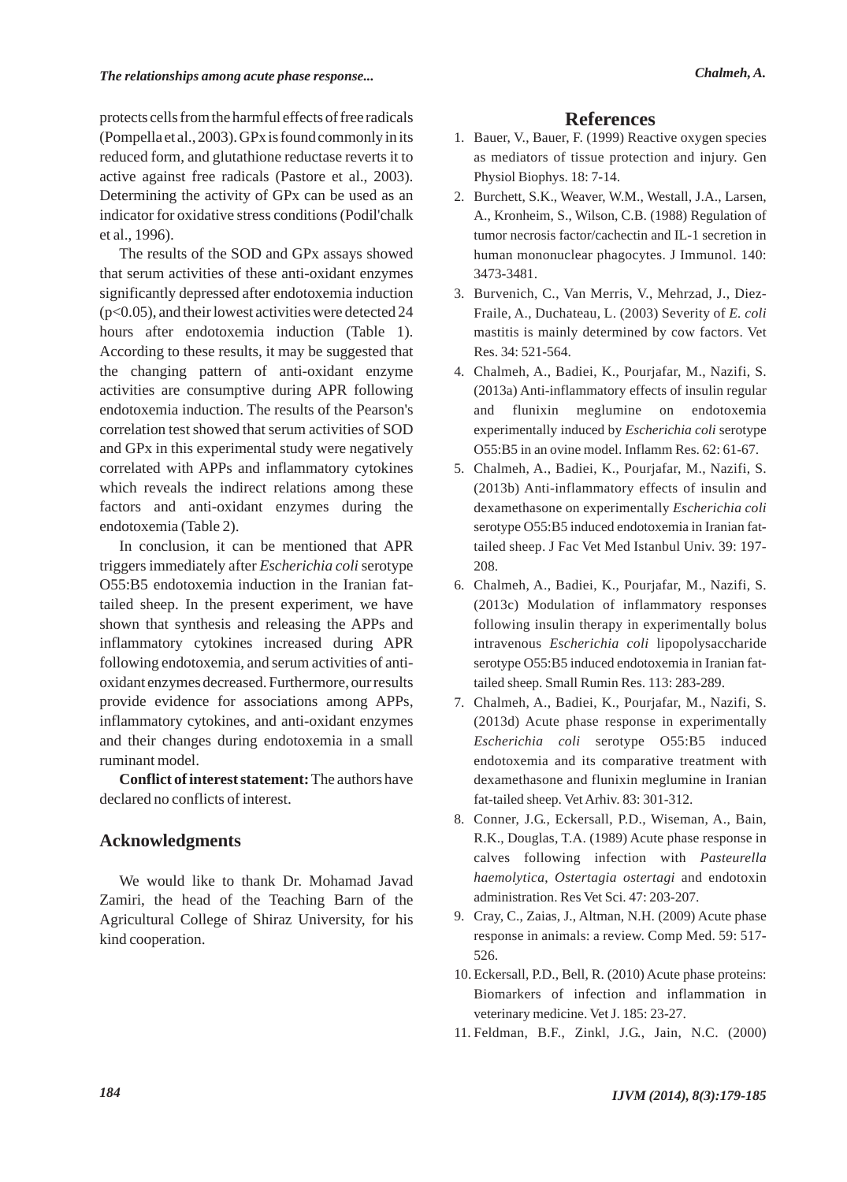protects cells from the harmful effects of free radicals (Pompella et al., 2003). GPx is found commonly in its reduced form, and glutathione reductase reverts it to active against free radicals (Pastore et al., 2003). Determining the activity of GPx can be used as an indicator for oxidative stress conditions (Podil'chalk et al., 1996).

The results of the SOD and GPx assays showed that serum activities of these anti-oxidant enzymes significantly depressed after endotoxemia induction ($p<0.05$), and their lowest activities were detected 24 hours after endotoxemia induction (Table 1). According to these results, it may be suggested that the changing pattern of anti-oxidant enzyme activities are consumptive during APR following endotoxemia induction. The results of the Pearson's correlation test showed that serum activities of SOD and GPx in this experimental study were negatively correlated with APPs and inflammatory cytokines which reveals the indirect relations among these factors and anti-oxidant enzymes during the endotoxemia (Table 2).

In conclusion, it can be mentioned that APR triggers immediately after *Escherichia coli* serotype O55:B5 endotoxemia induction in the Iranian fat-tailed sheep. In the present experiment, we have shown that synthesis and releasing the APPs and inflammatory cytokines increased during APR following endotoxemia, and serum activities of anti-oxidant enzymes decreased. Furthermore, our results provide evidence for associations among APPs, inflammatory cytokines, and anti-oxidant enzymes and their changes during endotoxemia in a small ruminant model.

**Conflict of interest statement:** The authors have declared no conflicts of interest.

## Acknowledgments

We would like to thank Dr. Mohamad Javad Zamiri, the head of the Teaching Barn of the Agricultural College of Shiraz University, for his kind cooperation.

## References

1. Bauer, V., Bauer, F. (1999) Reactive oxygen species as mediators of tissue protection and injury. Gen Physiol Biophys. 18: 7-14.
2. Burchett, S.K., Weaver, W.M., Westall, J.A., Larsen, A., Kronheim, S., Wilson, C.B. (1988) Regulation of tumor necrosis factor/cachectin and IL-1 secretion in human mononuclear phagocytes. J Immunol. 140: 3473-3481.
3. Burvenich, C., Van Merris, V., Mehrzad, J., Diez-Fraile, A., Duchateau, L. (2003) Severity of *E. coli* mastitis is mainly determined by cow factors. Vet Res. 34: 521-564.
4. Chalmeh, A., Badiei, K., Pourjafar, M., Nazifi, S. (2013a) Anti-inflammatory effects of insulin regular and flunixin meglumine on endotoxemia experimentally induced by *Escherichia coli* serotype O55:B5 in an ovine model. Inflamm Res. 62: 61-67.
5. Chalmeh, A., Badiei, K., Pourjafar, M., Nazifi, S. (2013b) Anti-inflammatory effects of insulin and dexamethasone on experimentally *Escherichia coli* serotype O55:B5 induced endotoxemia in Iranian fat-tailed sheep. J Fac Vet Med Istanbul Univ. 39: 197-208.
6. Chalmeh, A., Badiei, K., Pourjafar, M., Nazifi, S. (2013c) Modulation of inflammatory responses following insulin therapy in experimentally bolus intravenous *Escherichia coli* lipopolysaccharide serotype O55:B5 induced endotoxemia in Iranian fat-tailed sheep. Small Rumin Res. 113: 283-289.
7. Chalmeh, A., Badiei, K., Pourjafar, M., Nazifi, S. (2013d) Acute phase response in experimentally *Escherichia coli* serotype O55:B5 induced endotoxemia and its comparative treatment with dexamethasone and flunixin meglumine in Iranian fat-tailed sheep. Vet Arhiv. 83: 301-312.
8. Conner, J.G., Eckersall, P.D., Wiseman, A., Bain, R.K., Douglas, T.A. (1989) Acute phase response in calves following infection with *Pasteurella haemolytica*, *Ostertagia ostertagi* and endotoxin administration. Res Vet Sci. 47: 203-207.
9. Cray, C., Zaias, J., Altman, N.H. (2009) Acute phase response in animals: a review. Comp Med. 59: 517-526.
10. Eckersall, P.D., Bell, R. (2010) Acute phase proteins: Biomarkers of infection and inflammation in veterinary medicine. Vet J. 185: 23-27.
11. Feldman, B.F., Zinkl, J.G., Jain, N.C. (2000)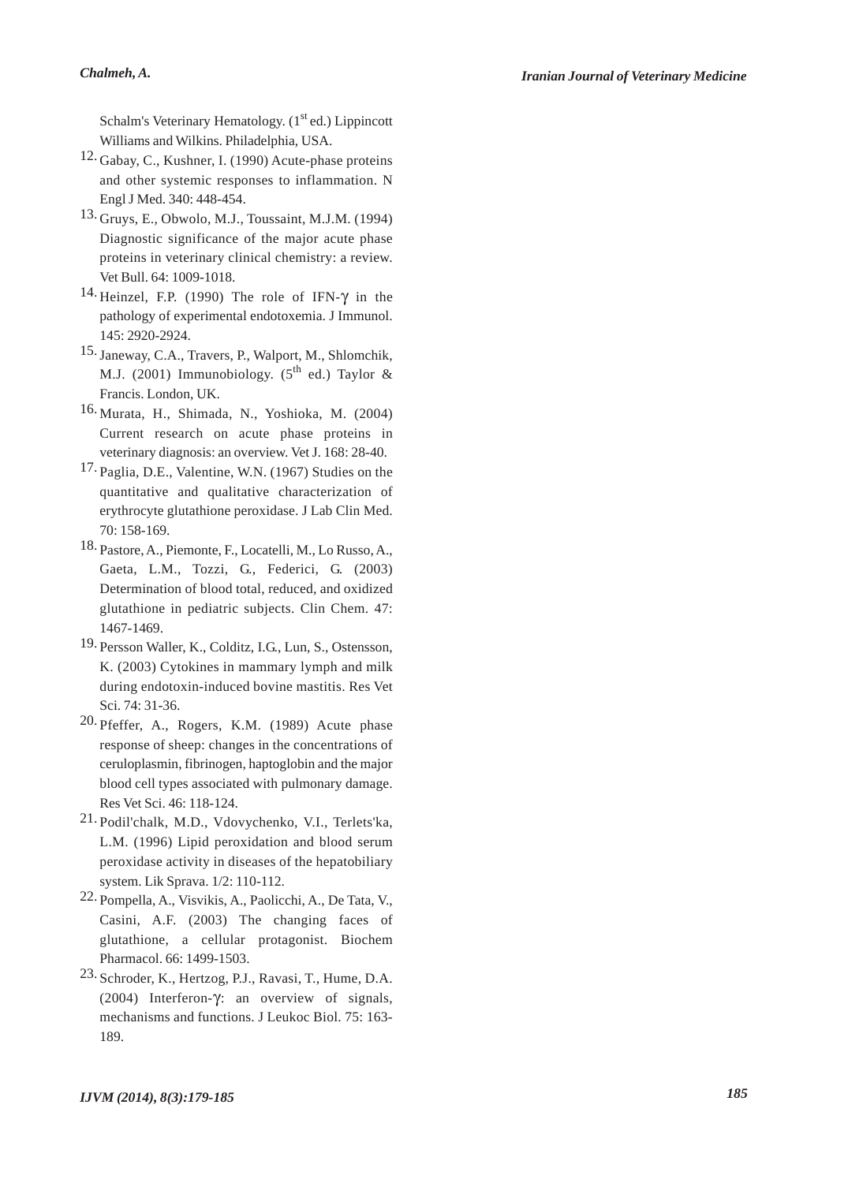Schalm's Veterinary Hematology. (1st ed.) Lippincott Williams and Wilkins. Philadelphia, USA.

12. Gabay, C., Kushner, I. (1990) Acute-phase proteins and other systemic responses to inflammation. N Engl J Med. 340: 448-454.
13. Gruys, E., Obwolo, M.J., Toussaint, M.J.M. (1994) Diagnostic significance of the major acute phase proteins in veterinary clinical chemistry: a review. Vet Bull. 64: 1009-1018.
14. Heinzel, F.P. (1990) The role of IFN-γ in the pathology of experimental endotoxemia. J Immunol. 145: 2920-2924.
15. Janeway, C.A., Travers, P., Walport, M., Shlomchik, M.J. (2001) Immunobiology. (5th ed.) Taylor & Francis. London, UK.
16. Murata, H., Shimada, N., Yoshioka, M. (2004) Current research on acute phase proteins in veterinary diagnosis: an overview. Vet J. 168: 28-40.
17. Paglia, D.E., Valentine, W.N. (1967) Studies on the quantitative and qualitative characterization of erythrocyte glutathione peroxidase. J Lab Clin Med. 70: 158-169.
18. Pastore, A., Piemonte, F., Locatelli, M., Lo Russo, A., Gaeta, L.M., Tozzi, G., Federici, G. (2003) Determination of blood total, reduced, and oxidized glutathione in pediatric subjects. Clin Chem. 47: 1467-1469.
19. Persson Waller, K., Colditz, I.G., Lun, S., Ostensson, K. (2003) Cytokines in mammary lymph and milk during endotoxin-induced bovine mastitis. Res Vet Sci. 74: 31-36.
20. Pfeffer, A., Rogers, K.M. (1989) Acute phase response of sheep: changes in the concentrations of ceruloplasmin, fibrinogen, haptoglobin and the major blood cell types associated with pulmonary damage. Res Vet Sci. 46: 118-124.
21. Podil'chalk, M.D., Vdovychenko, V.I., Terlets'ka, L.M. (1996) Lipid peroxidation and blood serum peroxidase activity in diseases of the hepatobiliary system. Lik Sprava. 1/2: 110-112.
22. Pompella, A., Visvikis, A., Paolicchi, A., De Tata, V., Casini, A.F. (2003) The changing faces of glutathione, a cellular protagonist. Biochem Pharmacol. 66: 1499-1503.
23. Schroder, K., Hertzog, P.J., Ravasi, T., Hume, D.A. (2004) Interferon-γ: an overview of signals, mechanisms and functions. J Leukoc Biol. 75: 163-189.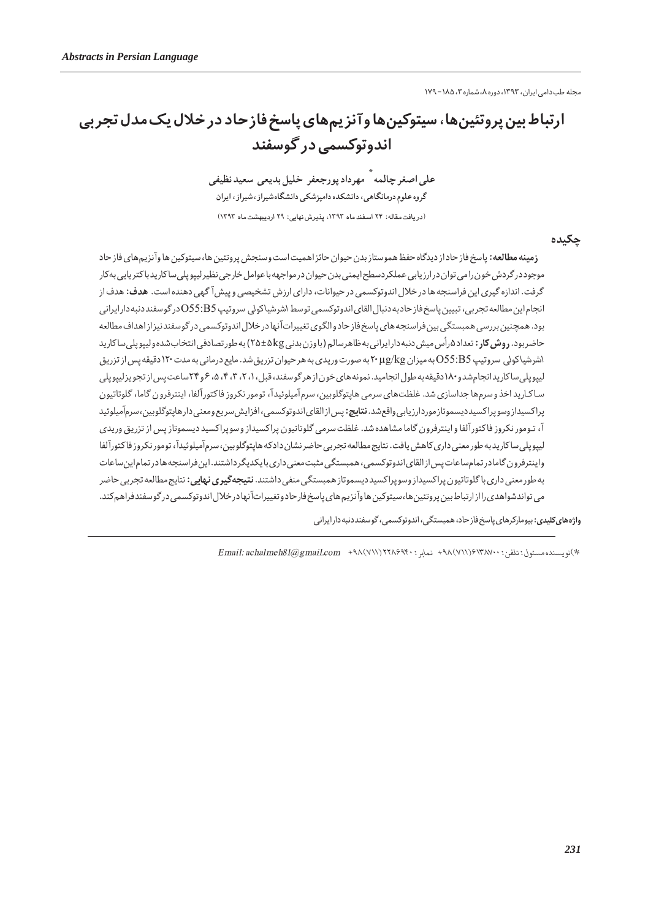# ارتباط بین پروتئین‌ها، سیتوکین‌ها و آنزیم‌های پاسخ فاز حاد در خلال یک مدل تجربی اندوتوکسمی در گوسفند

**علی اصغر چالمه[*] مهرداد پورجعفر خلیل بدیعی سعید نظیفی**

**گروه علوم درمانگاهی، دانشکده دامپزشکی دانشگاه شیراز، شیراز، ایران**

(دریافت مقاله: ۲۴ اسفند ماه ۱۳۹۳، پذیرش نهایی: ۲۹ اردیبهشت ماه ۱۳۹۳)

## چکیده

**زمینه مطالعه:** پاسخ فاز حاد از دیدگاه حفظ هموستاز بدن حیوان حائز اهمیت است و سنجش پروتئین ها، سیتوکین ها و آنزیم‌های فاز حاد موجود در گردش خون را می توان در ارزیابی عملکرد سطح ایمنی بدن حیوان در مواجهه با عوامل خارجی نظیر لیپو پلی ساکارید باکتریایی به‌کار گرفت. اندازه گیری این فراسنجه ها در خلال اندوتوکسمی در حیوانات، دارای ارزش تشخیصی و پیش آگهی دهنده است. **هدف:** هدف از انجام این مطالعه تجربی، تبیین پاسخ فاز حاد به دنبال القای اندوتوکسمی توسط اشرشیاکولی سروتیپ O55:B5 در گوسفند دنبه دار ایرانی بود. همچنین بررسی همبستگی بین فراسنجه های پاسخ فاز حاد و الگوی تغییرات آنها در خلال اندوتوکسمی در گوسفند نیز از اهداف مطالعه حاضر بود. **روش کار:** تعداد ۵ رأس میش دنبه دار ایرانی به ظاهر سالم (با وزن بدنی ۲۵±۵kg) به طور تصادفی انتخاب شده و لیپو پلی ساکارید اشرشیاکولی سروتیپ O55:B5 به میزان ۲۰ µg/kg به صورت وریدی به هر حیوان تزریق شد. مایع درمانی به مدت ۱۲۰ دقیقه پس از تزریق لیپو پلی ساکارید انجام شد و ۱۸۰ دقیقه به طول انجامید. نمونه های خون از هر گوسفند، قبل، ۱، ۲، ۳، ۴، ۵، ۶ و ۲۴ ساعت پس از تجویز لیپو پلی ساکارید اخذ و سرم‌ها جداسازی شد. غلظت‌های سرمی هاپتوگلوبین، سرم آمیلوئید آ، تومور نکروز فاکتور آلفا، اینترفرون گاما، گلوتاتیون پراکسیداز و سوپراکسید دیسموتاز مورد ارزیابی واقع شد. **نتایج:** پس از القای اندوتوکسمی، افزایش سریع و معنی دار هاپتوگلوبین، سرم آمیلوئید آ، تومور نکروز فاکتور آلفا و اینترفرون گاما مشاهده شد. غلظت سرمی گلوتاتیون پراکسیداز و سوپراکسید دیسموتاز پس از تزریق وریدی لیپو پلی ساکارید به طور معنی داری کاهش یافت. نتایج مطالعه تجربی حاضر نشان داد که هاپتوگلوبین، سرم آمیلوئید آ، تومور نکروز فاکتور آلفا و اینترفرون گاما در تمام ساعات پس از القای اندوتوکسمی، همبستگی مثبت معنی داری با یکدیگر داشتند. این فراسنجه ها در تمام این ساعات به طور معنی داری با گلوتاتیون پراکسیداز و سوپراکسید دیسموتاز همبستگی منفی داشتند. **نتیجه‌گیری نهایی:** نتایج مطالعه تجربی حاضر می تواند شواهدی را از ارتباط بین پروتئین‌ها، سیتوکین ها و آنزیم های پاسخ فاز حاد و تغییرات آنها در خلال اندوتوکسمی در گوسفند فراهم کند.

**واژه‌های کلیدی:** بیومارکرهای پاسخ فاز حاد، همبستگی، اندوتوکسمی، گوسفند دنبه دار ایرانی

---

*) نویسنده مسئول: تلفن: ۶۱۳۸۷۰۰ (۷۱۱) ۹۸+ نمابر: ۲۲۸۶۹۴۰ (۷۱۱) ۹۸+ *Email: achalmeh81@gmail.com*